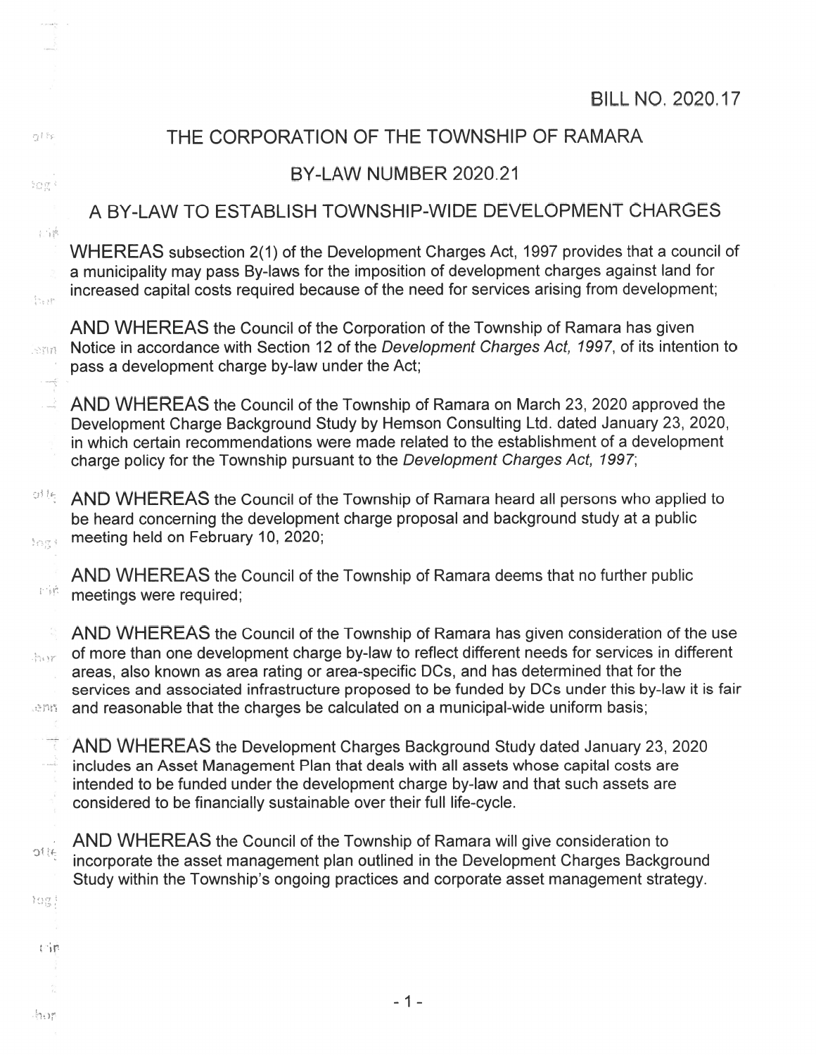BILL NO. 2020.17

# THE CORPORATION OF THE TOWNSHIP OF RAMARA

## BY-LAW NUMBER 2020.21

## A BY-LAW TO ESTABLISH TOWNSHIP-WIDE DEVELOPMENT CHARGES

WHEREAS subsection 2(1) of the Development Charges Act, 1997 provides that a council of a municipality may pass By-laws for the imposition of development charges against land for increased capital costs required because of the need for services arising from development;

AND WHEREAS the Council of the Corporation of the Township of Ramara has given Notice in accordance with Section 12 of the *Development Charges Act, 1997*, of its intention to pass a development charge by-law under the Act;

AND WHEREAS the Council of the Township of Ramara on March 23, 2020 approved the Development Charge Background Study by Hemson Consulting Ltd. dated January 23, 2020, in which certain recommendations were made related to the establishment of a development charge policy for the Township pursuant to the *Development Charges Act, 1997*;

AND WHEREAS the Council of the Township of Ramara heard all persons who applied to be heard concerning the development charge proposal and background study at a public meeting held on February 10, 2020;

AND WHEREAS the Council of the Township of Ramara deems that no further public meetings were required;

AND WHEREAS the Council of the Township of Ramara has given consideration of the use of more than one development charge by-law to reflect different needs for services in different areas, also known as area rating or area-specific DCs, and has determined that for the services and associated infrastructure proposed to be funded by DCs under this by-law it is fair and reasonable that the charges be calculated on a municipal-wide uniform basis;

AND WHEREAS the Development Charges Background Study dated January 23, 2020 includes an Asset Management Plan that deals with all assets whose capital costs are intended to be funded under the development charge by-law and that such assets are considered to be financially sustainable over their full life-cycle.

AND WHEREAS the Council of the Township of Ramara will give consideration to incorporate the asset management plan outlined in the Development Charges Background Study within the Township's ongoing practices and corporate asset management strategy.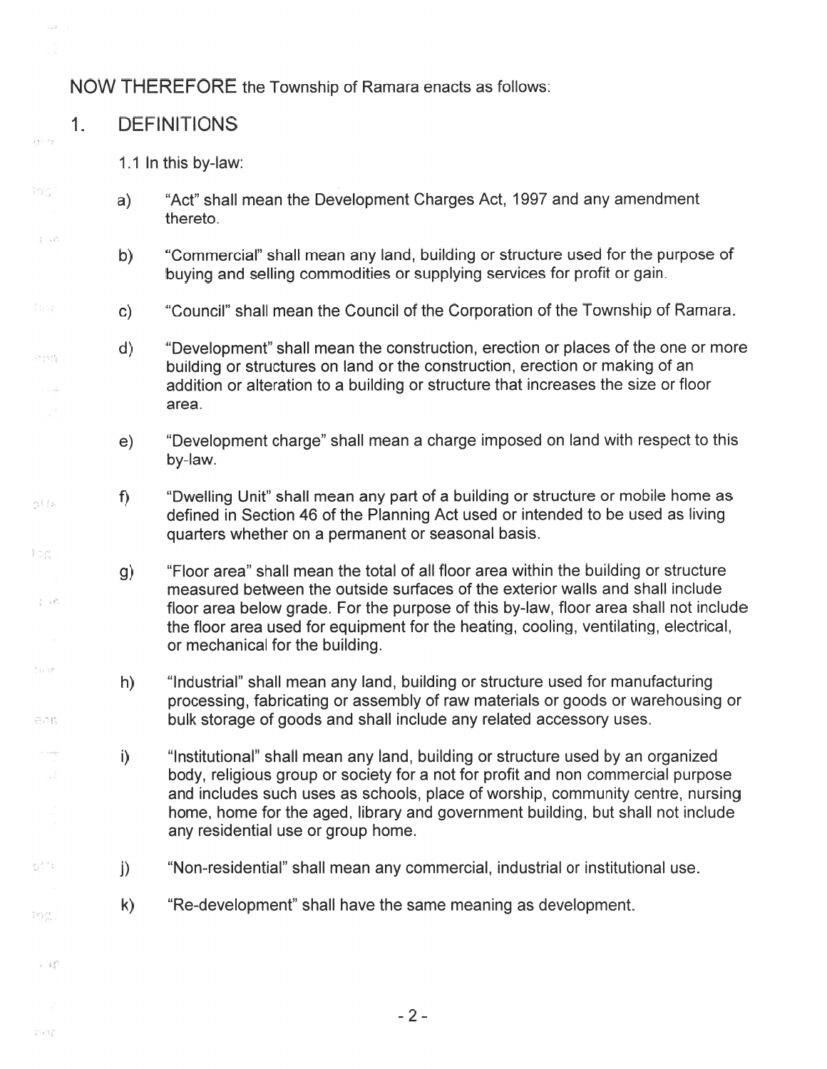NOW THEREFORE the Township of Ramara enacts as follows:

## 1. DEFINITIONS

1.1 In this by-law:

a) "Act" shall mean the Development Charges Act, 1997 and any amendment thereto.

b) "Commercial" shall mean any land, building or structure used for the purpose of buying and selling commodities or supplying services for profit or gain.

c) "Council" shall mean the Council of the Corporation of the Township of Ramara.

d) "Development" shall mean the construction, erection or places of the one or more building or structures on land or the construction, erection or making of an addition or alteration to a building or structure that increases the size or floor area.

e) "Development charge" shall mean a charge imposed on land with respect to this by-law.

f) "Dwelling Unit" shall mean any part of a building or structure or mobile home as defined in Section 46 of the Planning Act used or intended to be used as living quarters whether on a permanent or seasonal basis.

g) "Floor area" shall mean the total of all floor area within the building or structure measured between the outside surfaces of the exterior walls and shall include floor area below grade. For the purpose of this by-law, floor area shall not include the floor area used for equipment for the heating, cooling, ventilating, electrical, or mechanical for the building.

h) "Industrial" shall mean any land, building or structure used for manufacturing processing, fabricating or assembly of raw materials or goods or warehousing or bulk storage of goods and shall include any related accessory uses.

i) "Institutional" shall mean any land, building or structure used by an organized body, religious group or society for a not for profit and non commercial purpose and includes such uses as schools, place of worship, community centre, nursing home, home for the aged, library and government building, but shall not include any residential use or group home.

j) "Non-residential" shall mean any commercial, industrial or institutional use.

k) "Re-development" shall have the same meaning as development.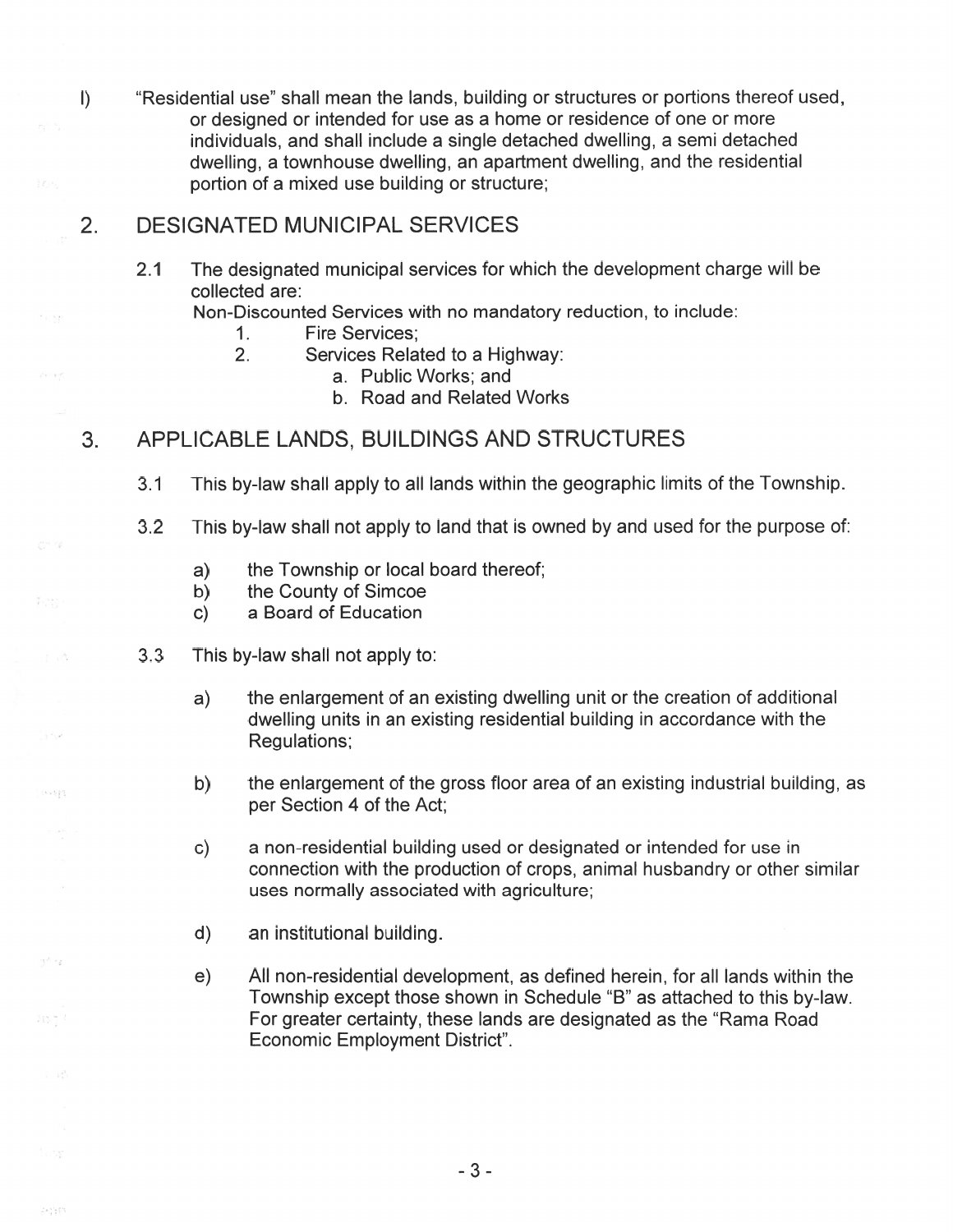l) "Residential use" shall mean the lands, building or structures or portions thereof used, or designed or intended for use as a home or residence of one or more individuals, and shall include a single detached dwelling, a semi detached dwelling, a townhouse dwelling, an apartment dwelling, and the residential portion of a mixed use building or structure;

## 2. DESIGNATED MUNICIPAL SERVICES

2.1 The designated municipal services for which the development charge will be collected are:

Non-Discounted Services with no mandatory reduction, to include:

1. Fire Services;
2. Services Related to a Highway:
   a. Public Works; and
   b. Road and Related Works

## 3. APPLICABLE LANDS, BUILDINGS AND STRUCTURES

3.1 This by-law shall apply to all lands within the geographic limits of the Township.

3.2 This by-law shall not apply to land that is owned by and used for the purpose of:

a) the Township or local board thereof;
b) the County of Simcoe
c) a Board of Education

3.3 This by-law shall not apply to:

a) the enlargement of an existing dwelling unit or the creation of additional dwelling units in an existing residential building in accordance with the Regulations;

b) the enlargement of the gross floor area of an existing industrial building, as per Section 4 of the Act;

c) a non-residential building used or designated or intended for use in connection with the production of crops, animal husbandry or other similar uses normally associated with agriculture;

d) an institutional building.

e) All non-residential development, as defined herein, for all lands within the Township except those shown in Schedule "B" as attached to this by-law. For greater certainty, these lands are designated as the "Rama Road Economic Employment District".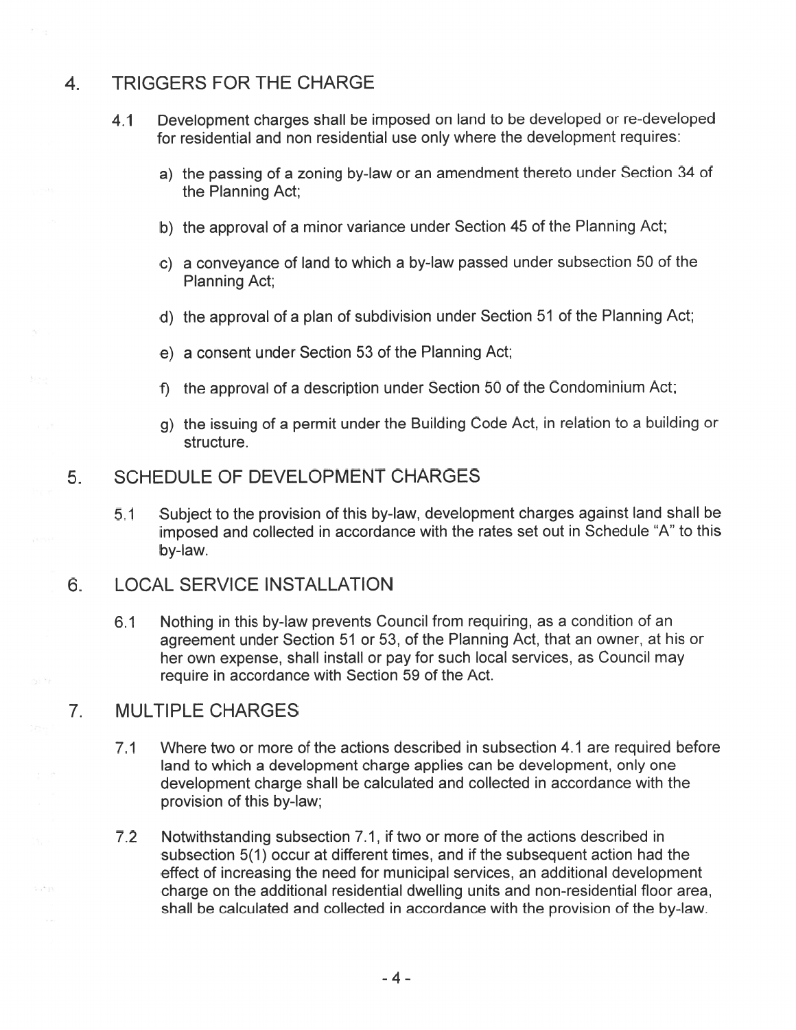## 4. TRIGGERS FOR THE CHARGE

4.1 Development charges shall be imposed on land to be developed or re-developed for residential and non residential use only where the development requires:

a) the passing of a zoning by-law or an amendment thereto under Section 34 of the Planning Act;

b) the approval of a minor variance under Section 45 of the Planning Act;

c) a conveyance of land to which a by-law passed under subsection 50 of the Planning Act;

d) the approval of a plan of subdivision under Section 51 of the Planning Act;

e) a consent under Section 53 of the Planning Act;

f) the approval of a description under Section 50 of the Condominium Act;

g) the issuing of a permit under the Building Code Act, in relation to a building or structure.

## 5. SCHEDULE OF DEVELOPMENT CHARGES

5.1 Subject to the provision of this by-law, development charges against land shall be imposed and collected in accordance with the rates set out in Schedule "A" to this by-law.

## 6. LOCAL SERVICE INSTALLATION

6.1 Nothing in this by-law prevents Council from requiring, as a condition of an agreement under Section 51 or 53, of the Planning Act, that an owner, at his or her own expense, shall install or pay for such local services, as Council may require in accordance with Section 59 of the Act.

## 7. MULTIPLE CHARGES

7.1 Where two or more of the actions described in subsection 4.1 are required before land to which a development charge applies can be development, only one development charge shall be calculated and collected in accordance with the provision of this by-law;

7.2 Notwithstanding subsection 7.1, if two or more of the actions described in subsection 5(1) occur at different times, and if the subsequent action had the effect of increasing the need for municipal services, an additional development charge on the additional residential dwelling units and non-residential floor area, shall be calculated and collected in accordance with the provision of the by-law.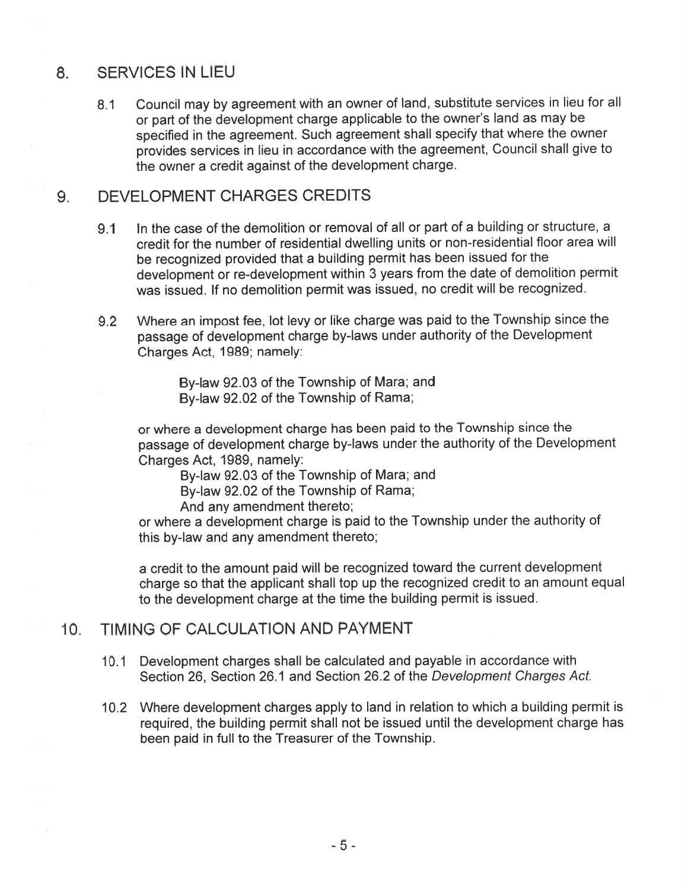## 8. SERVICES IN LIEU

8.1 Council may by agreement with an owner of land, substitute services in lieu for all or part of the development charge applicable to the owner's land as may be specified in the agreement. Such agreement shall specify that where the owner provides services in lieu in accordance with the agreement, Council shall give to the owner a credit against of the development charge.

## 9. DEVELOPMENT CHARGES CREDITS

9.1 In the case of the demolition or removal of all or part of a building or structure, a credit for the number of residential dwelling units or non-residential floor area will be recognized provided that a building permit has been issued for the development or re-development within 3 years from the date of demolition permit was issued. If no demolition permit was issued, no credit will be recognized.

9.2 Where an impost fee, lot levy or like charge was paid to the Township since the passage of development charge by-laws under authority of the Development Charges Act, 1989; namely:

> By-law 92.03 of the Township of Mara; and
> By-law 92.02 of the Township of Rama;

or where a development charge has been paid to the Township since the passage of development charge by-laws under the authority of the Development Charges Act, 1989, namely:

> By-law 92.03 of the Township of Mara; and
> By-law 92.02 of the Township of Rama;
> And any amendment thereto;

or where a development charge is paid to the Township under the authority of this by-law and any amendment thereto;

a credit to the amount paid will be recognized toward the current development charge so that the applicant shall top up the recognized credit to an amount equal to the development charge at the time the building permit is issued.

## 10. TIMING OF CALCULATION AND PAYMENT

10.1 Development charges shall be calculated and payable in accordance with Section 26, Section 26.1 and Section 26.2 of the *Development Charges Act.*

10.2 Where development charges apply to land in relation to which a building permit is required, the building permit shall not be issued until the development charge has been paid in full to the Treasurer of the Township.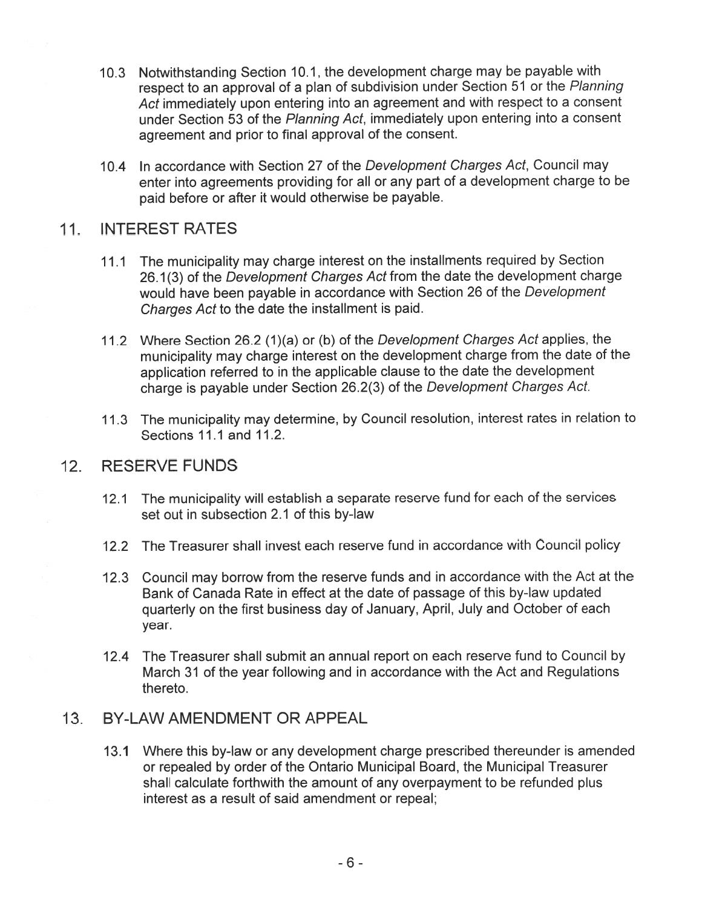10.3 Notwithstanding Section 10.1, the development charge may be payable with respect to an approval of a plan of subdivision under Section 51 or the *Planning Act* immediately upon entering into an agreement and with respect to a consent under Section 53 of the *Planning Act*, immediately upon entering into a consent agreement and prior to final approval of the consent.

10.4 In accordance with Section 27 of the *Development Charges Act*, Council may enter into agreements providing for all or any part of a development charge to be paid before or after it would otherwise be payable.

## 11. INTEREST RATES

11.1 The municipality may charge interest on the installments required by Section 26.1(3) of the *Development Charges Act* from the date the development charge would have been payable in accordance with Section 26 of the *Development Charges Act* to the date the installment is paid.

11.2 Where Section 26.2 (1)(a) or (b) of the *Development Charges Act* applies, the municipality may charge interest on the development charge from the date of the application referred to in the applicable clause to the date the development charge is payable under Section 26.2(3) of the *Development Charges Act*.

11.3 The municipality may determine, by Council resolution, interest rates in relation to Sections 11.1 and 11.2.

## 12. RESERVE FUNDS

12.1 The municipality will establish a separate reserve fund for each of the services set out in subsection 2.1 of this by-law

12.2 The Treasurer shall invest each reserve fund in accordance with Council policy

12.3 Council may borrow from the reserve funds and in accordance with the Act at the Bank of Canada Rate in effect at the date of passage of this by-law updated quarterly on the first business day of January, April, July and October of each year.

12.4 The Treasurer shall submit an annual report on each reserve fund to Council by March 31 of the year following and in accordance with the Act and Regulations thereto.

## 13. BY-LAW AMENDMENT OR APPEAL

13.1 Where this by-law or any development charge prescribed thereunder is amended or repealed by order of the Ontario Municipal Board, the Municipal Treasurer shall calculate forthwith the amount of any overpayment to be refunded plus interest as a result of said amendment or repeal;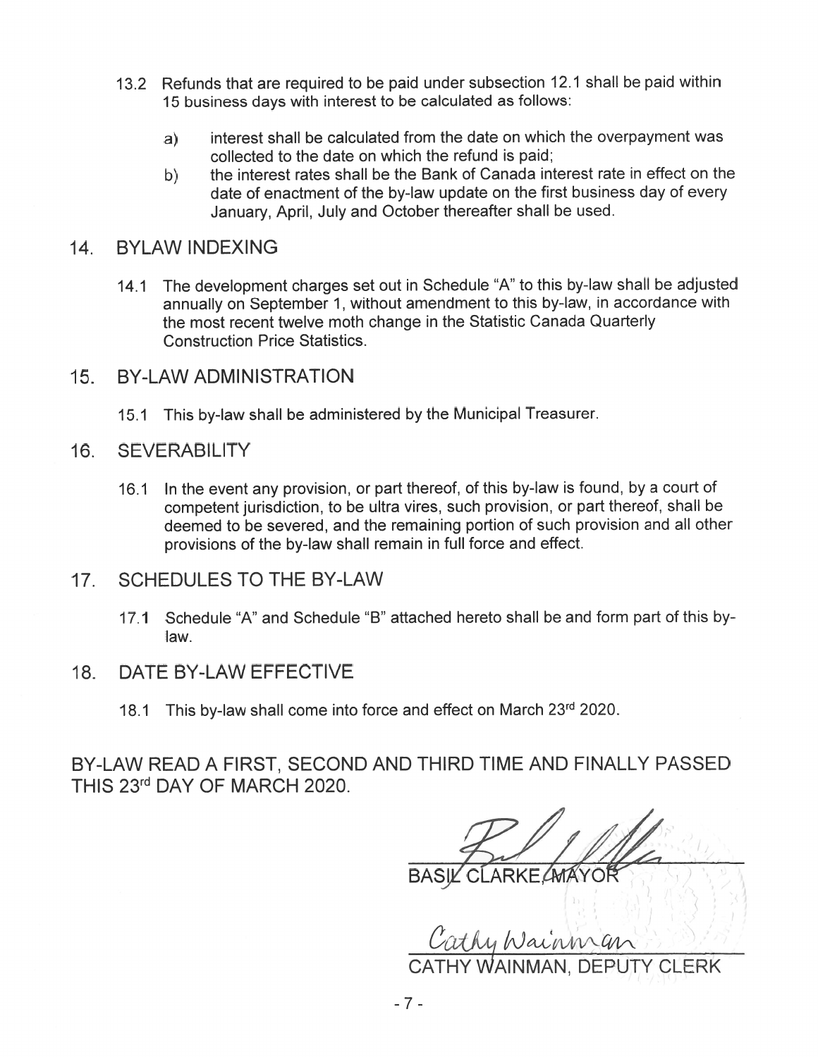13.2 Refunds that are required to be paid under subsection 12.1 shall be paid within 15 business days with interest to be calculated as follows:

a) interest shall be calculated from the date on which the overpayment was collected to the date on which the refund is paid;

b) the interest rates shall be the Bank of Canada interest rate in effect on the date of enactment of the by-law update on the first business day of every January, April, July and October thereafter shall be used.

## 14. BYLAW INDEXING

14.1 The development charges set out in Schedule "A" to this by-law shall be adjusted annually on September 1, without amendment to this by-law, in accordance with the most recent twelve moth change in the Statistic Canada Quarterly Construction Price Statistics.

## 15. BY-LAW ADMINISTRATION

15.1 This by-law shall be administered by the Municipal Treasurer.

## 16. SEVERABILITY

16.1 In the event any provision, or part thereof, of this by-law is found, by a court of competent jurisdiction, to be ultra vires, such provision, or part thereof, shall be deemed to be severed, and the remaining portion of such provision and all other provisions of the by-law shall remain in full force and effect.

## 17. SCHEDULES TO THE BY-LAW

17.1 Schedule "A" and Schedule "B" attached hereto shall be and form part of this by-law.

## 18. DATE BY-LAW EFFECTIVE

18.1 This by-law shall come into force and effect on March 23rd 2020.

BY-LAW READ A FIRST, SECOND AND THIRD TIME AND FINALLY PASSED THIS 23rd DAY OF MARCH 2020.

BASIL CLARKE, MAYOR

CATHY WAINMAN, DEPUTY CLERK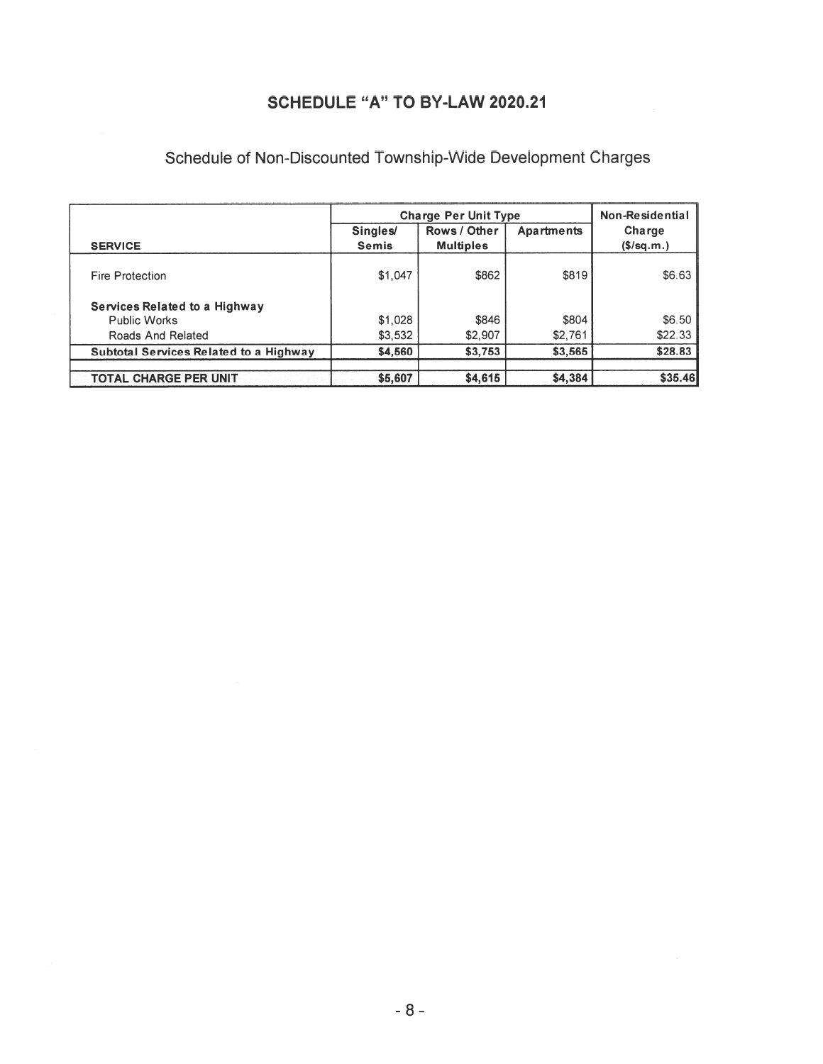# SCHEDULE "A" TO BY-LAW 2020.21

## Schedule of Non-Discounted Township-Wide Development Charges

| SERVICE | Charge Per Unit Type | | | Non-Residential Charge ($/sq.m.) |
|---|---|---|---|---|
| | Singles/ Semis | Rows / Other Multiples | Apartments | |
| Fire Protection | $1,047 | $862 | $819 | $6.63 |
| **Services Related to a Highway** | | | | |
| Public Works | $1,028 | $846 | $804 | $6.50 |
| Roads And Related | $3,532 | $2,907 | $2,761 | $22.33 |
| **Subtotal Services Related to a Highway** | **$4,560** | **$3,753** | **$3,565** | **$28.83** |
| **TOTAL CHARGE PER UNIT** | **$5,607** | **$4,615** | **$4,384** | **$35.46** |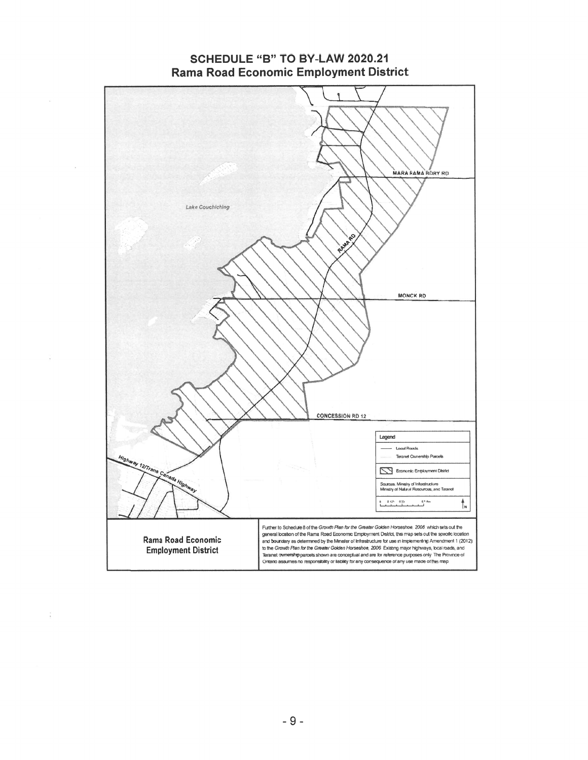# SCHEDULE "B" TO BY-LAW 2020.21
## Rama Road Economic Employment District

MARA RAMA BDRY RD

Lake Couchiching

RAMA RD

MONCK RD

CONCESSION RD 12

Highway 12/Trans Canada Highway

Legend

Local Roads

Teranet Ownership Parcels

Economic Employment District

Sources: Ministry of Infrastructure
Ministry of Natural Resources, and Teranet

N

**Rama Road Economic Employment District**

Further to Schedule 8 of the *Growth Plan for the Greater Golden Horseshoe, 2006* which sets out the general location of the Rama Road Economic Employment District, this map sets out the specific location and boundary as determined by the Minister of Infrastructure for use in implementing Amendment 1 (2012) to the *Growth Plan for the Greater Golden Horseshoe, 2006*. Existing major highways, local roads, and Teranet ownership parcels shown are conceptual and are for reference purposes only. The Province of Ontario assumes no responsibility or liability for any consequence of any use made of this map.